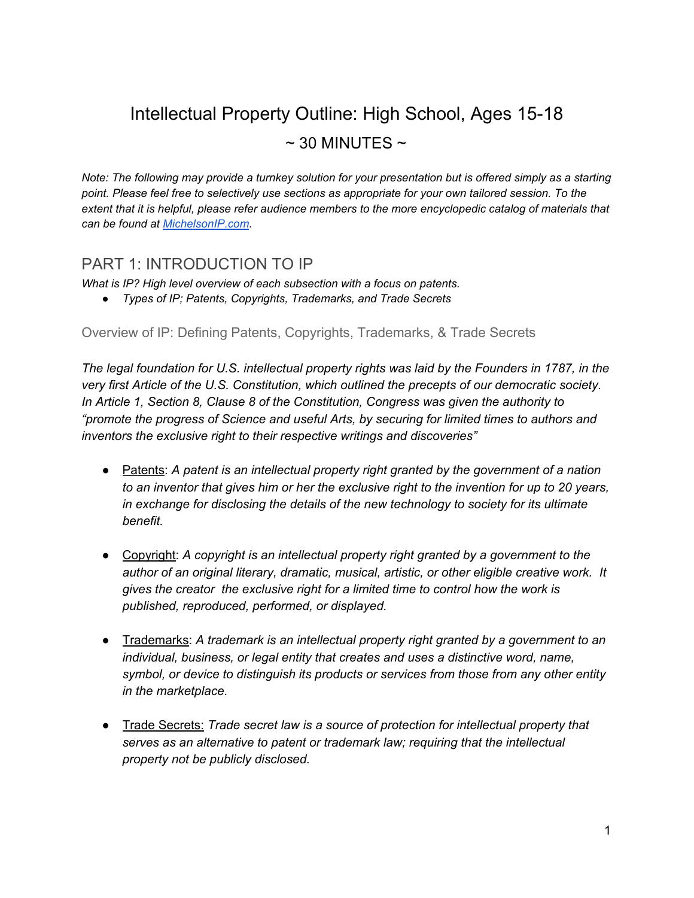# Intellectual Property Outline: High School, Ages 15-18

## ~ 30 MINUTES ~

*Note: The following may provide a turnkey solution for your presentation but is offered simply as a starting point. Please feel free to selectively use sections as appropriate for your own tailored session. To the extent that it is helpful, please refer audience members to the more encyclopedic catalog of materials that can be found at [MichelsonIP.com](MichelsonIP.com).*

## PART 1: INTRODUCTION TO IP

*What is IP? High level overview of each subsection with a focus on patents.*

- *Types of IP; Patents, Copyrights, Trademarks, and Trade Secrets*

### Overview of IP: Defining Patents, Copyrights, Trademarks, & Trade Secrets

*The legal foundation for U.S. intellectual property rights was laid by the Founders in 1787, in the very first Article of the U.S. Constitution, which outlined the precepts of our democratic society. In Article 1, Section 8, Clause 8 of the Constitution, Congress was given the authority to "promote the progress of Science and useful Arts, by securing for limited times to authors and inventors the exclusive right to their respective writings and discoveries"*

- Patents: *A patent is an intellectual property right granted by the government of a nation to an inventor that gives him or her the exclusive right to the invention for up to 20 years, in exchange for disclosing the details of the new technology to society for its ultimate benefit.*

- Copyright: *A copyright is an intellectual property right granted by a government to the author of an original literary, dramatic, musical, artistic, or other eligible creative work. It gives the creator the exclusive right for a limited time to control how the work is published, reproduced, performed, or displayed.*

- Trademarks: *A trademark is an intellectual property right granted by a government to an individual, business, or legal entity that creates and uses a distinctive word, name, symbol, or device to distinguish its products or services from those from any other entity in the marketplace.*

- Trade Secrets: *Trade secret law is a source of protection for intellectual property that serves as an alternative to patent or trademark law; requiring that the intellectual property not be publicly disclosed.*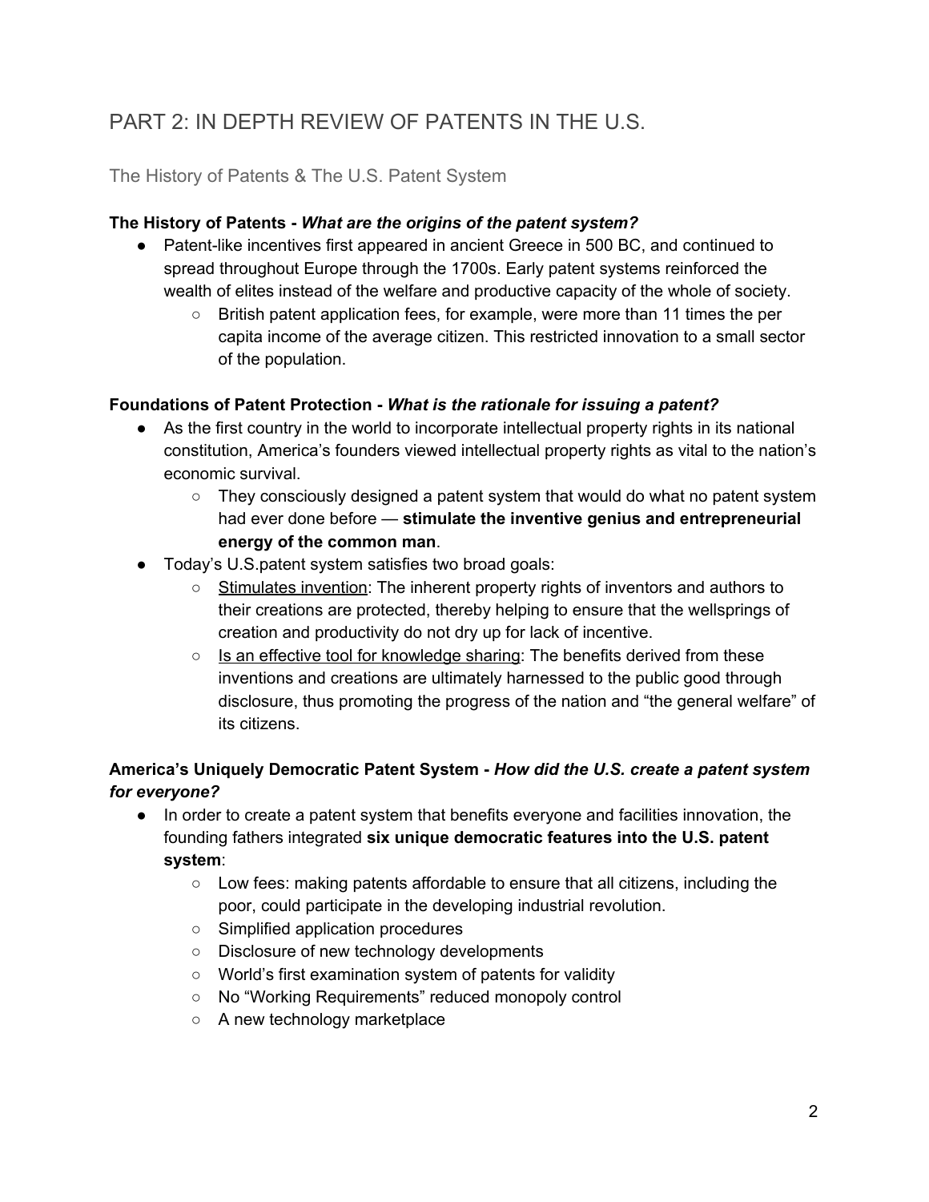# PART 2: IN DEPTH REVIEW OF PATENTS IN THE U.S.

## The History of Patents & The U.S. Patent System

**The History of Patents -** ***What are the origins of the patent system?***

- Patent-like incentives first appeared in ancient Greece in 500 BC, and continued to spread throughout Europe through the 1700s. Early patent systems reinforced the wealth of elites instead of the welfare and productive capacity of the whole of society.
  - British patent application fees, for example, were more than 11 times the per capita income of the average citizen. This restricted innovation to a small sector of the population.

**Foundations of Patent Protection -** ***What is the rationale for issuing a patent?***

- As the first country in the world to incorporate intellectual property rights in its national constitution, America's founders viewed intellectual property rights as vital to the nation's economic survival.
  - They consciously designed a patent system that would do what no patent system had ever done before — **stimulate the inventive genius and entrepreneurial energy of the common man**.
- Today's U.S.patent system satisfies two broad goals:
  - Stimulates invention: The inherent property rights of inventors and authors to their creations are protected, thereby helping to ensure that the wellsprings of creation and productivity do not dry up for lack of incentive.
  - Is an effective tool for knowledge sharing: The benefits derived from these inventions and creations are ultimately harnessed to the public good through disclosure, thus promoting the progress of the nation and "the general welfare" of its citizens.

**America's Uniquely Democratic Patent System -** ***How did the U.S. create a patent system for everyone?***

- In order to create a patent system that benefits everyone and facilities innovation, the founding fathers integrated **six unique democratic features into the U.S. patent system**:
  - Low fees: making patents affordable to ensure that all citizens, including the poor, could participate in the developing industrial revolution.
  - Simplified application procedures
  - Disclosure of new technology developments
  - World's first examination system of patents for validity
  - No "Working Requirements" reduced monopoly control
  - A new technology marketplace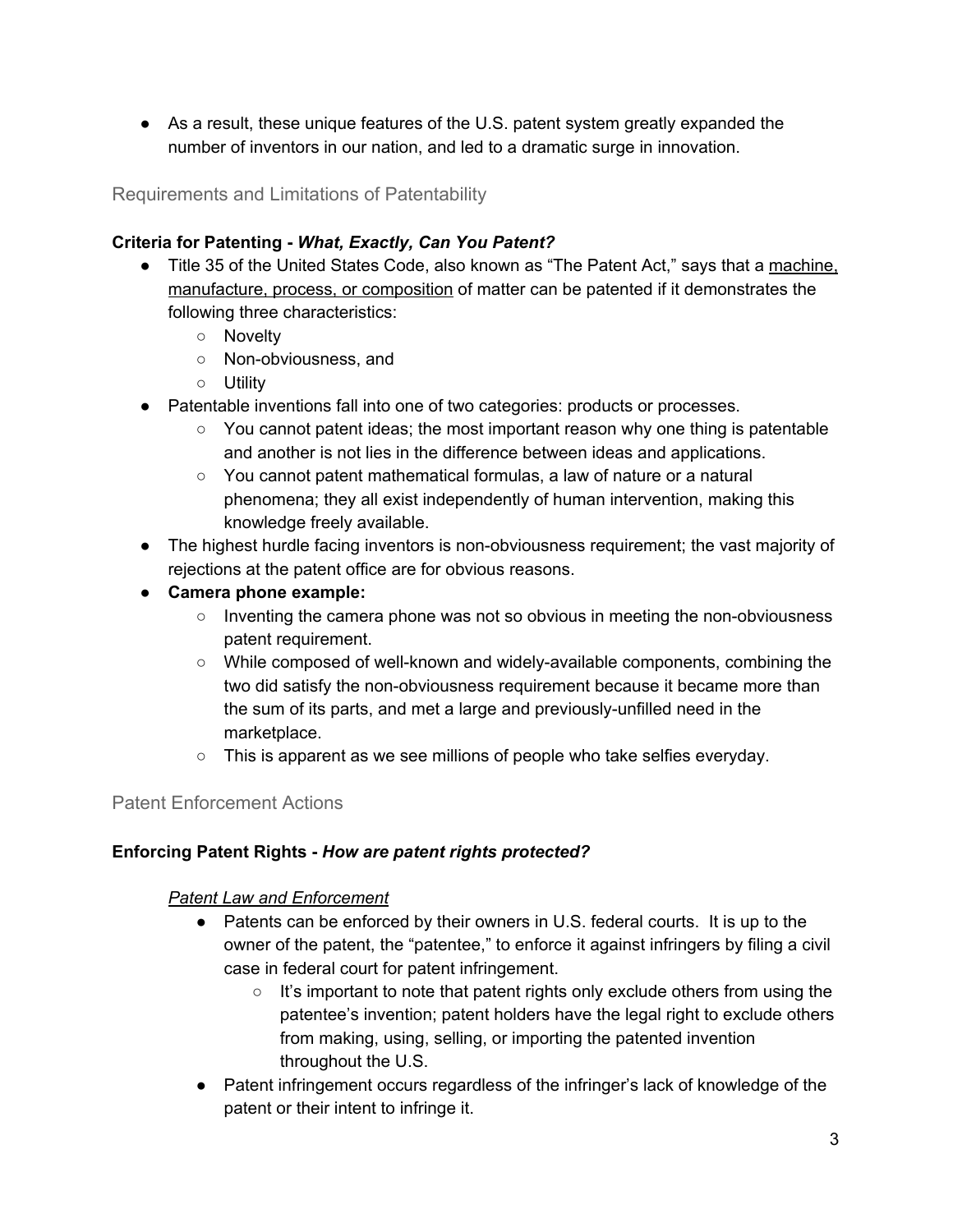- As a result, these unique features of the U.S. patent system greatly expanded the number of inventors in our nation, and led to a dramatic surge in innovation.

## Requirements and Limitations of Patentability

**Criteria for Patenting - *What, Exactly, Can You Patent?***

- Title 35 of the United States Code, also known as "The Patent Act," says that a <u>machine, manufacture, process, or composition</u> of matter can be patented if it demonstrates the following three characteristics:
    - Novelty
    - Non-obviousness, and
    - Utility
- Patentable inventions fall into one of two categories: products or processes.
    - You cannot patent ideas; the most important reason why one thing is patentable and another is not lies in the difference between ideas and applications.
    - You cannot patent mathematical formulas, a law of nature or a natural phenomena; they all exist independently of human intervention, making this knowledge freely available.
- The highest hurdle facing inventors is non-obviousness requirement; the vast majority of rejections at the patent office are for obvious reasons.
- **Camera phone example:**
    - Inventing the camera phone was not so obvious in meeting the non-obviousness patent requirement.
    - While composed of well-known and widely-available components, combining the two did satisfy the non-obviousness requirement because it became more than the sum of its parts, and met a large and previously-unfilled need in the marketplace.
    - This is apparent as we see millions of people who take selfies everyday.

## Patent Enforcement Actions

**Enforcing Patent Rights - *How are patent rights protected?***

***<u>Patent Law and Enforcement</u>***

- Patents can be enforced by their owners in U.S. federal courts. It is up to the owner of the patent, the "patentee," to enforce it against infringers by filing a civil case in federal court for patent infringement.
    - It's important to note that patent rights only exclude others from using the patentee's invention; patent holders have the legal right to exclude others from making, using, selling, or importing the patented invention throughout the U.S.
- Patent infringement occurs regardless of the infringer's lack of knowledge of the patent or their intent to infringe it.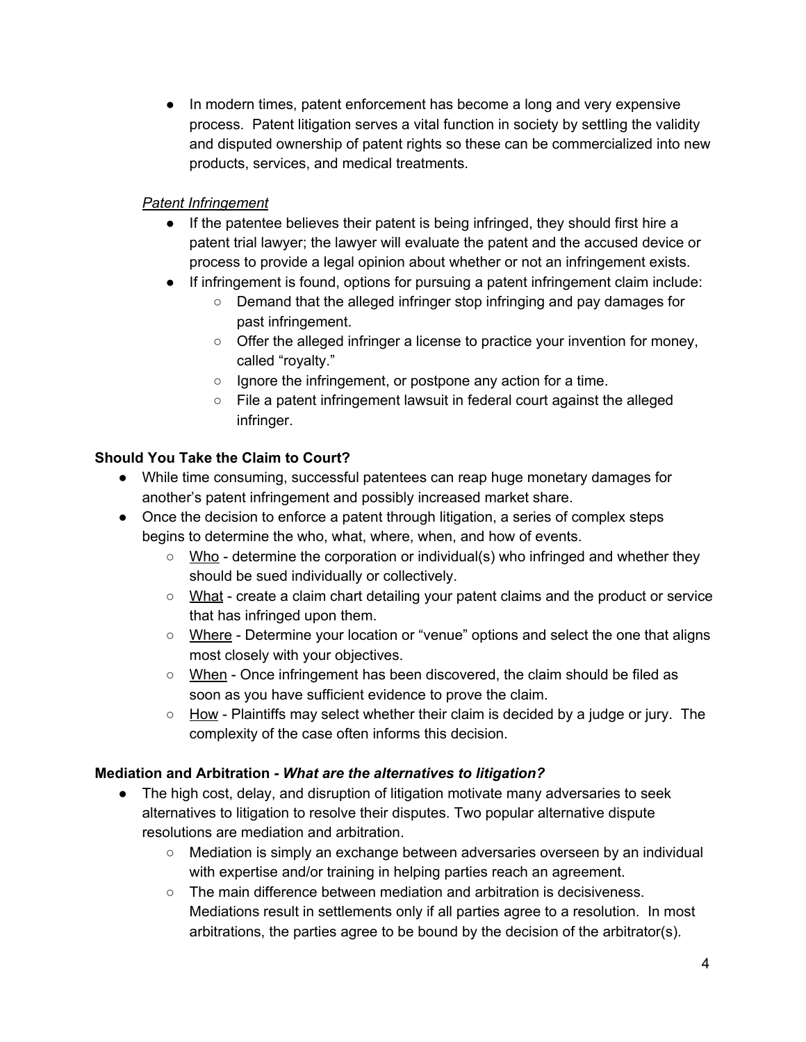- In modern times, patent enforcement has become a long and very expensive process. Patent litigation serves a vital function in society by settling the validity and disputed ownership of patent rights so these can be commercialized into new products, services, and medical treatments.

*Patent Infringement*

- If the patentee believes their patent is being infringed, they should first hire a patent trial lawyer; the lawyer will evaluate the patent and the accused device or process to provide a legal opinion about whether or not an infringement exists.
- If infringement is found, options for pursuing a patent infringement claim include:
    - Demand that the alleged infringer stop infringing and pay damages for past infringement.
    - Offer the alleged infringer a license to practice your invention for money, called "royalty."
    - Ignore the infringement, or postpone any action for a time.
    - File a patent infringement lawsuit in federal court against the alleged infringer.

**Should You Take the Claim to Court?**

- While time consuming, successful patentees can reap huge monetary damages for another's patent infringement and possibly increased market share.
- Once the decision to enforce a patent through litigation, a series of complex steps begins to determine the who, what, where, when, and how of events.
    - <u>Who</u> - determine the corporation or individual(s) who infringed and whether they should be sued individually or collectively.
    - <u>What</u> - create a claim chart detailing your patent claims and the product or service that has infringed upon them.
    - <u>Where</u> - Determine your location or "venue" options and select the one that aligns most closely with your objectives.
    - <u>When</u> - Once infringement has been discovered, the claim should be filed as soon as you have sufficient evidence to prove the claim.
    - <u>How</u> - Plaintiffs may select whether their claim is decided by a judge or jury. The complexity of the case often informs this decision.

**Mediation and Arbitration *- What are the alternatives to litigation?***

- The high cost, delay, and disruption of litigation motivate many adversaries to seek alternatives to litigation to resolve their disputes. Two popular alternative dispute resolutions are mediation and arbitration.
    - Mediation is simply an exchange between adversaries overseen by an individual with expertise and/or training in helping parties reach an agreement.
    - The main difference between mediation and arbitration is decisiveness. Mediations result in settlements only if all parties agree to a resolution. In most arbitrations, the parties agree to be bound by the decision of the arbitrator(s).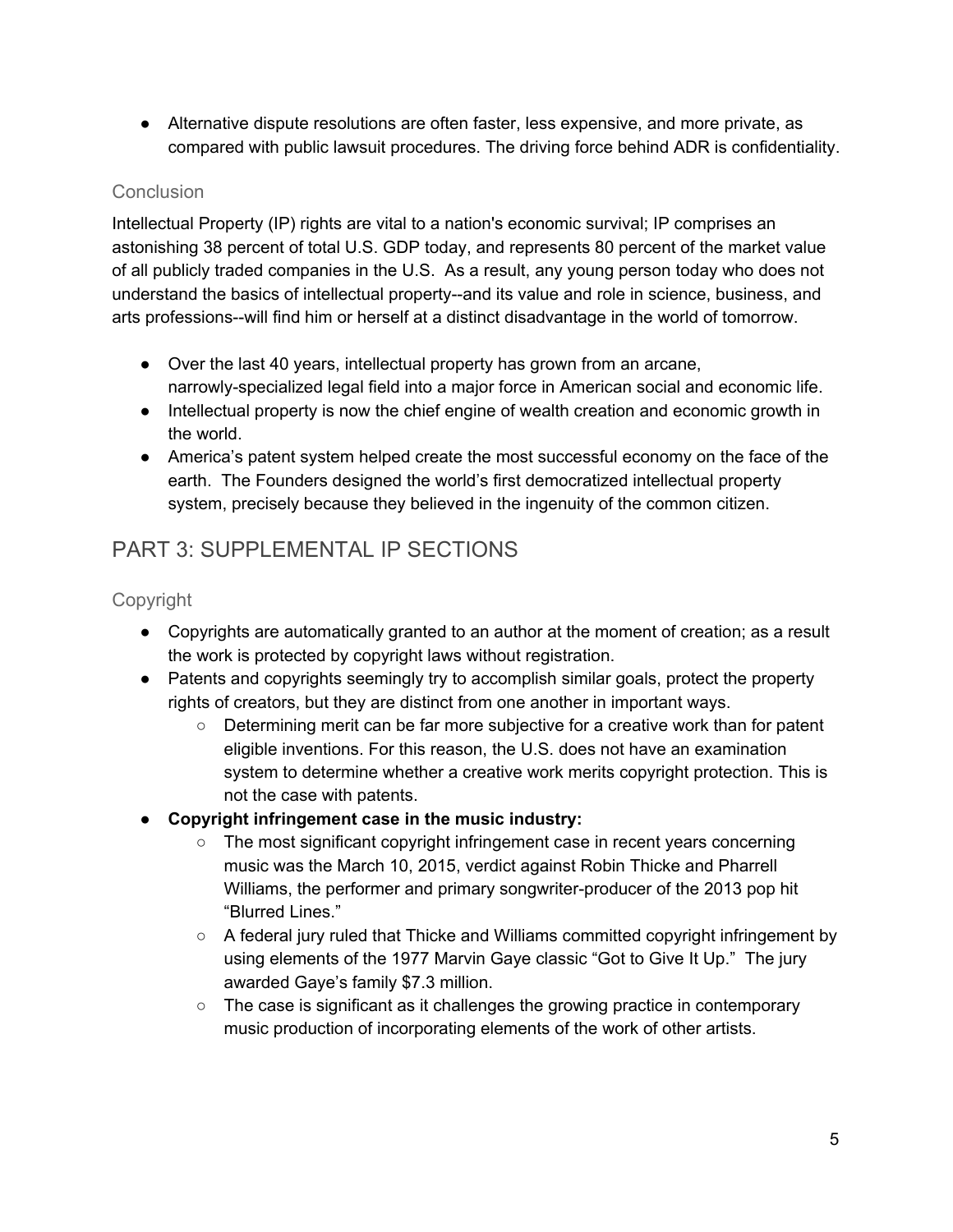- Alternative dispute resolutions are often faster, less expensive, and more private, as compared with public lawsuit procedures. The driving force behind ADR is confidentiality.

### Conclusion

Intellectual Property (IP) rights are vital to a nation's economic survival; IP comprises an astonishing 38 percent of total U.S. GDP today, and represents 80 percent of the market value of all publicly traded companies in the U.S.  As a result, any young person today who does not understand the basics of intellectual property--and its value and role in science, business, and arts professions--will find him or herself at a distinct disadvantage in the world of tomorrow.

- Over the last 40 years, intellectual property has grown from an arcane, narrowly-specialized legal field into a major force in American social and economic life.
- Intellectual property is now the chief engine of wealth creation and economic growth in the world.
- America's patent system helped create the most successful economy on the face of the earth.  The Founders designed the world's first democratized intellectual property system, precisely because they believed in the ingenuity of the common citizen.

## PART 3: SUPPLEMENTAL IP SECTIONS

### Copyright

- Copyrights are automatically granted to an author at the moment of creation; as a result the work is protected by copyright laws without registration.
- Patents and copyrights seemingly try to accomplish similar goals, protect the property rights of creators, but they are distinct from one another in important ways.
    - Determining merit can be far more subjective for a creative work than for patent eligible inventions. For this reason, the U.S. does not have an examination system to determine whether a creative work merits copyright protection. This is not the case with patents.
- **Copyright infringement case in the music industry:**
    - The most significant copyright infringement case in recent years concerning music was the March 10, 2015, verdict against Robin Thicke and Pharrell Williams, the performer and primary songwriter-producer of the 2013 pop hit "Blurred Lines."
    - A federal jury ruled that Thicke and Williams committed copyright infringement by using elements of the 1977 Marvin Gaye classic "Got to Give It Up."  The jury awarded Gaye's family $7.3 million.
    - The case is significant as it challenges the growing practice in contemporary music production of incorporating elements of the work of other artists.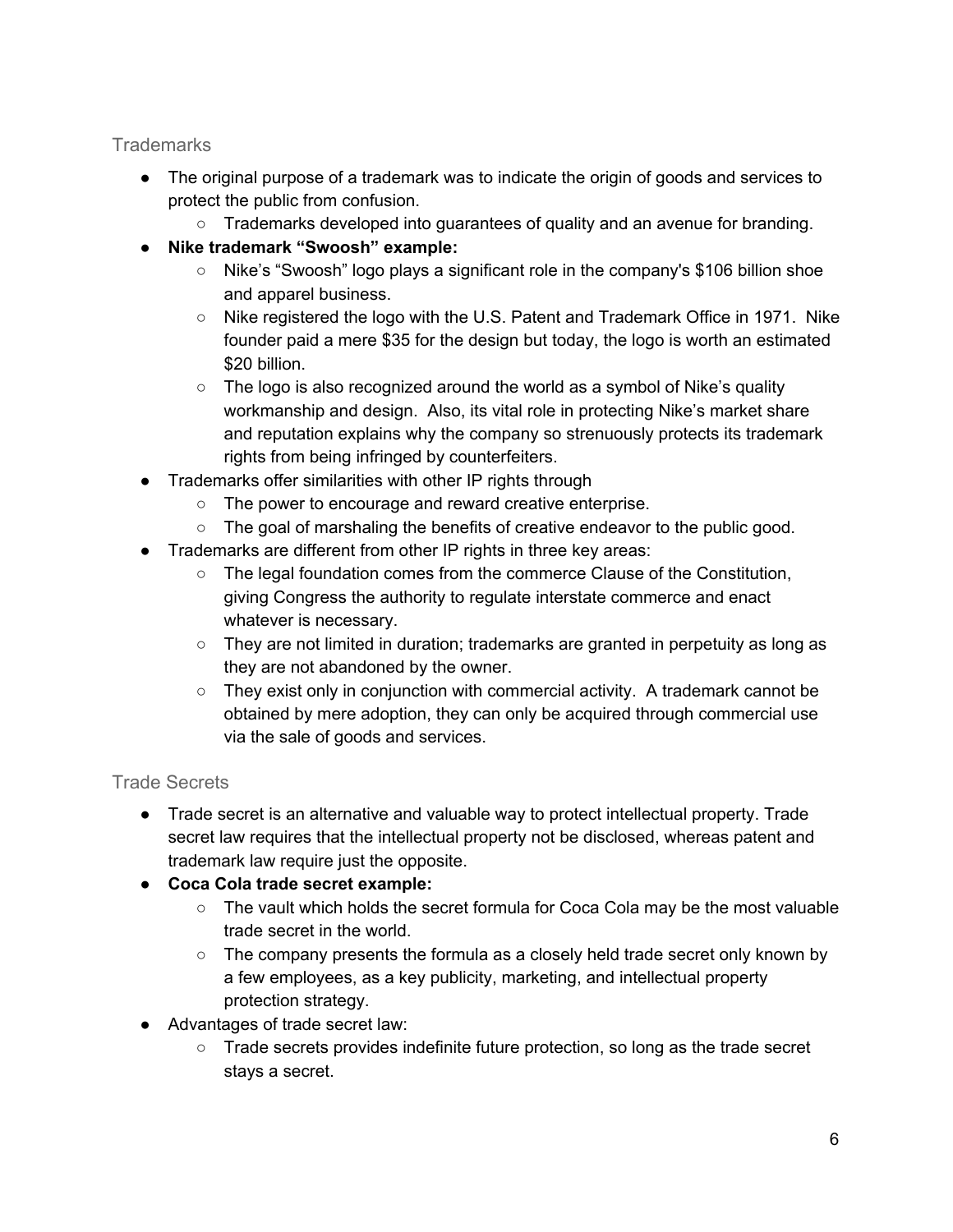## Trademarks

- The original purpose of a trademark was to indicate the origin of goods and services to protect the public from confusion.
  - Trademarks developed into guarantees of quality and an avenue for branding.
- **Nike trademark "Swoosh" example:**
  - Nike's "Swoosh" logo plays a significant role in the company's $106 billion shoe and apparel business.
  - Nike registered the logo with the U.S. Patent and Trademark Office in 1971. Nike founder paid a mere $35 for the design but today, the logo is worth an estimated $20 billion.
  - The logo is also recognized around the world as a symbol of Nike's quality workmanship and design. Also, its vital role in protecting Nike's market share and reputation explains why the company so strenuously protects its trademark rights from being infringed by counterfeiters.
- Trademarks offer similarities with other IP rights through
  - The power to encourage and reward creative enterprise.
  - The goal of marshaling the benefits of creative endeavor to the public good.
- Trademarks are different from other IP rights in three key areas:
  - The legal foundation comes from the commerce Clause of the Constitution, giving Congress the authority to regulate interstate commerce and enact whatever is necessary.
  - They are not limited in duration; trademarks are granted in perpetuity as long as they are not abandoned by the owner.
  - They exist only in conjunction with commercial activity. A trademark cannot be obtained by mere adoption, they can only be acquired through commercial use via the sale of goods and services.

## Trade Secrets

- Trade secret is an alternative and valuable way to protect intellectual property. Trade secret law requires that the intellectual property not be disclosed, whereas patent and trademark law require just the opposite.
- **Coca Cola trade secret example:**
  - The vault which holds the secret formula for Coca Cola may be the most valuable trade secret in the world.
  - The company presents the formula as a closely held trade secret only known by a few employees, as a key publicity, marketing, and intellectual property protection strategy.
- Advantages of trade secret law:
  - Trade secrets provides indefinite future protection, so long as the trade secret stays a secret.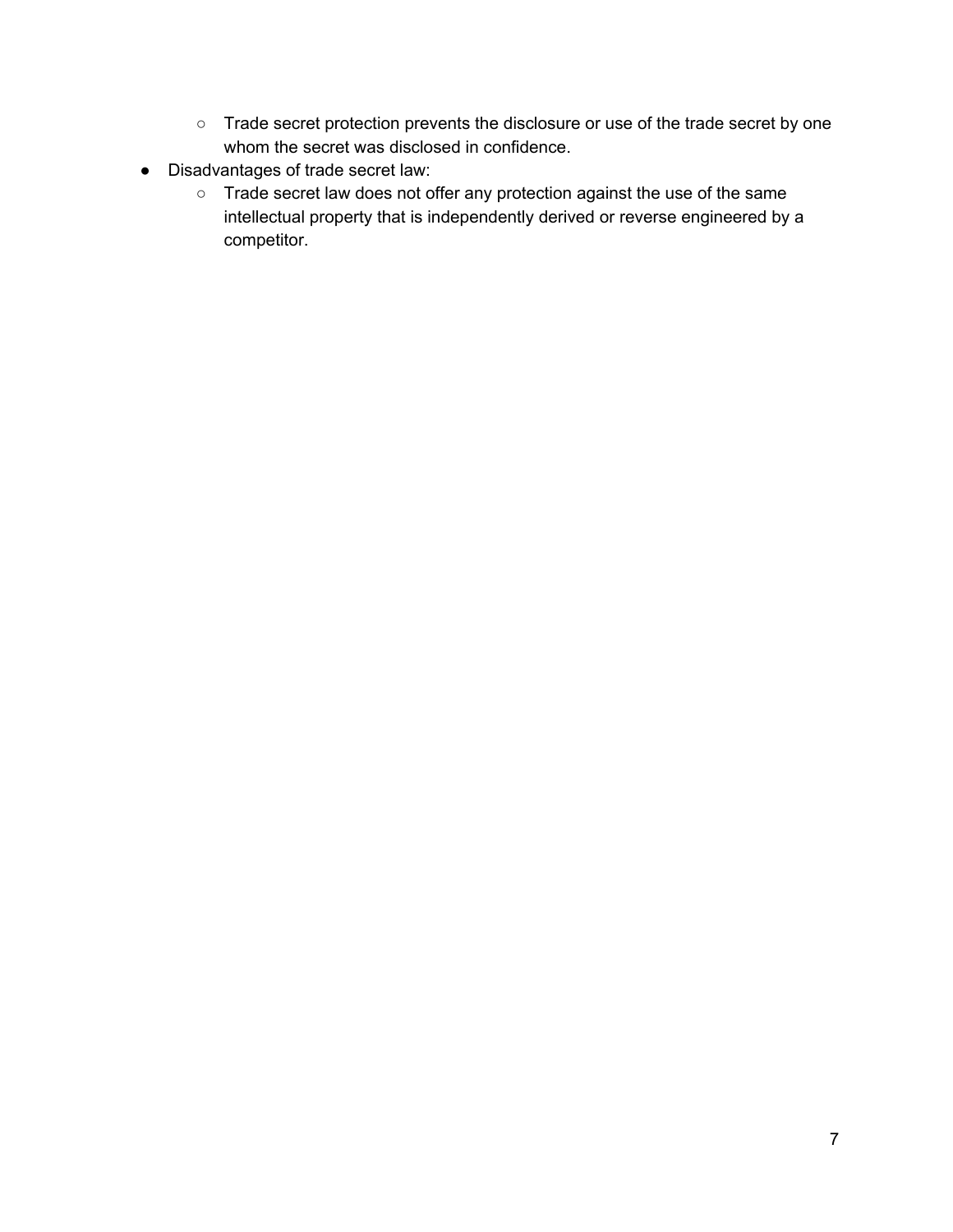- Trade secret protection prevents the disclosure or use of the trade secret by one whom the secret was disclosed in confidence.
- Disadvantages of trade secret law:
  - Trade secret law does not offer any protection against the use of the same intellectual property that is independently derived or reverse engineered by a competitor.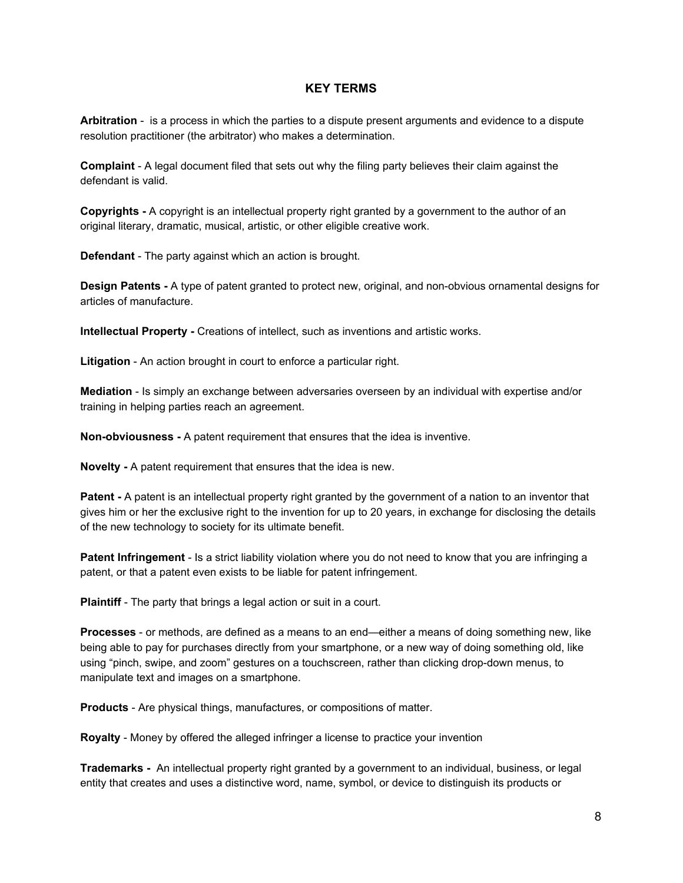## KEY TERMS

**Arbitration** - is a process in which the parties to a dispute present arguments and evidence to a dispute resolution practitioner (the arbitrator) who makes a determination.

**Complaint** - A legal document filed that sets out why the filing party believes their claim against the defendant is valid.

**Copyrights -** A copyright is an intellectual property right granted by a government to the author of an original literary, dramatic, musical, artistic, or other eligible creative work.

**Defendant** - The party against which an action is brought.

**Design Patents -** A type of patent granted to protect new, original, and non-obvious ornamental designs for articles of manufacture.

**Intellectual Property -** Creations of intellect, such as inventions and artistic works.

**Litigation** - An action brought in court to enforce a particular right.

**Mediation** - Is simply an exchange between adversaries overseen by an individual with expertise and/or training in helping parties reach an agreement.

**Non-obviousness -** A patent requirement that ensures that the idea is inventive.

**Novelty -** A patent requirement that ensures that the idea is new.

**Patent -** A patent is an intellectual property right granted by the government of a nation to an inventor that gives him or her the exclusive right to the invention for up to 20 years, in exchange for disclosing the details of the new technology to society for its ultimate benefit.

**Patent Infringement** - Is a strict liability violation where you do not need to know that you are infringing a patent, or that a patent even exists to be liable for patent infringement.

**Plaintiff** - The party that brings a legal action or suit in a court.

**Processes** - or methods, are defined as a means to an end—either a means of doing something new, like being able to pay for purchases directly from your smartphone, or a new way of doing something old, like using "pinch, swipe, and zoom" gestures on a touchscreen, rather than clicking drop-down menus, to manipulate text and images on a smartphone.

**Products** - Are physical things, manufactures, or compositions of matter.

**Royalty** - Money by offered the alleged infringer a license to practice your invention

**Trademarks -** An intellectual property right granted by a government to an individual, business, or legal entity that creates and uses a distinctive word, name, symbol, or device to distinguish its products or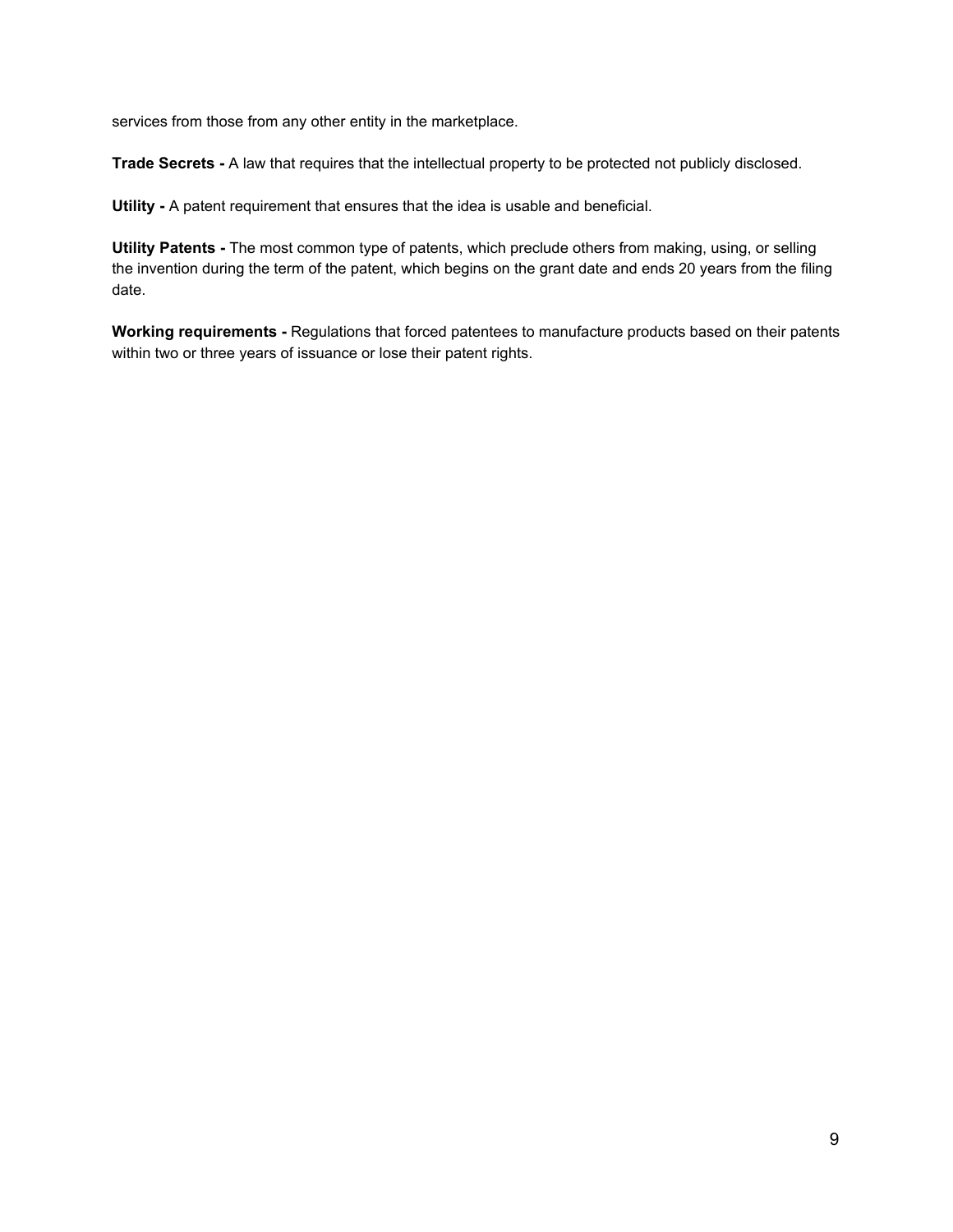services from those from any other entity in the marketplace.

**Trade Secrets -** A law that requires that the intellectual property to be protected not publicly disclosed.

**Utility -** A patent requirement that ensures that the idea is usable and beneficial.

**Utility Patents -** The most common type of patents, which preclude others from making, using, or selling the invention during the term of the patent, which begins on the grant date and ends 20 years from the filing date.

**Working requirements -** Regulations that forced patentees to manufacture products based on their patents within two or three years of issuance or lose their patent rights.